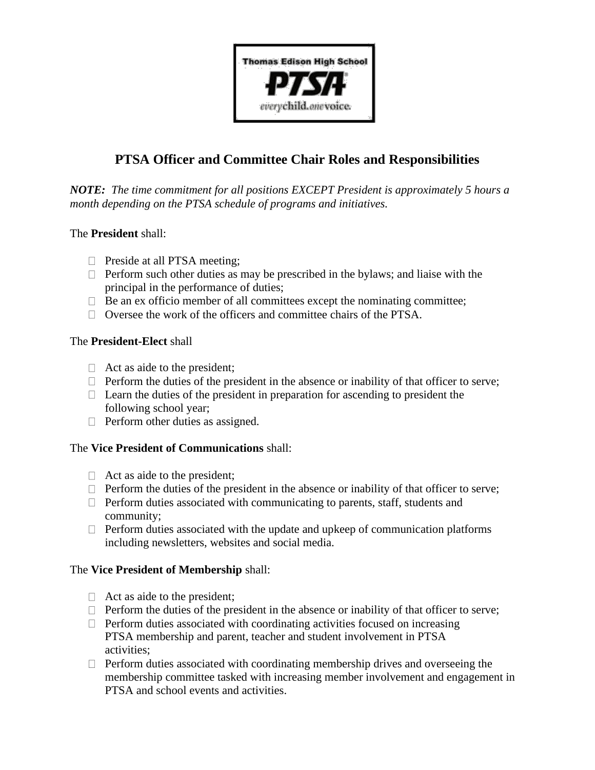# PTSA Officer and Committee Chair Roles and Responsibilities

***NOTE:*** *The time commitment for all positions EXCEPT President is approximately 5 hours a month depending on the PTSA schedule of programs and initiatives.*

The **President** shall:

- Preside at all PTSA meeting;
- Perform such other duties as may be prescribed in the bylaws; and liaise with the principal in the performance of duties;
- Be an ex officio member of all committees except the nominating committee;
- Oversee the work of the officers and committee chairs of the PTSA.

The **President-Elect** shall

- Act as aide to the president;
- Perform the duties of the president in the absence or inability of that officer to serve;
- Learn the duties of the president in preparation for ascending to president the following school year;
- Perform other duties as assigned.

The **Vice President of Communications** shall:

- Act as aide to the president;
- Perform the duties of the president in the absence or inability of that officer to serve;
- Perform duties associated with communicating to parents, staff, students and community;
- Perform duties associated with the update and upkeep of communication platforms including newsletters, websites and social media.

The **Vice President of Membership** shall:

- Act as aide to the president;
- Perform the duties of the president in the absence or inability of that officer to serve;
- Perform duties associated with coordinating activities focused on increasing PTSA membership and parent, teacher and student involvement in PTSA activities;
- Perform duties associated with coordinating membership drives and overseeing the membership committee tasked with increasing member involvement and engagement in PTSA and school events and activities.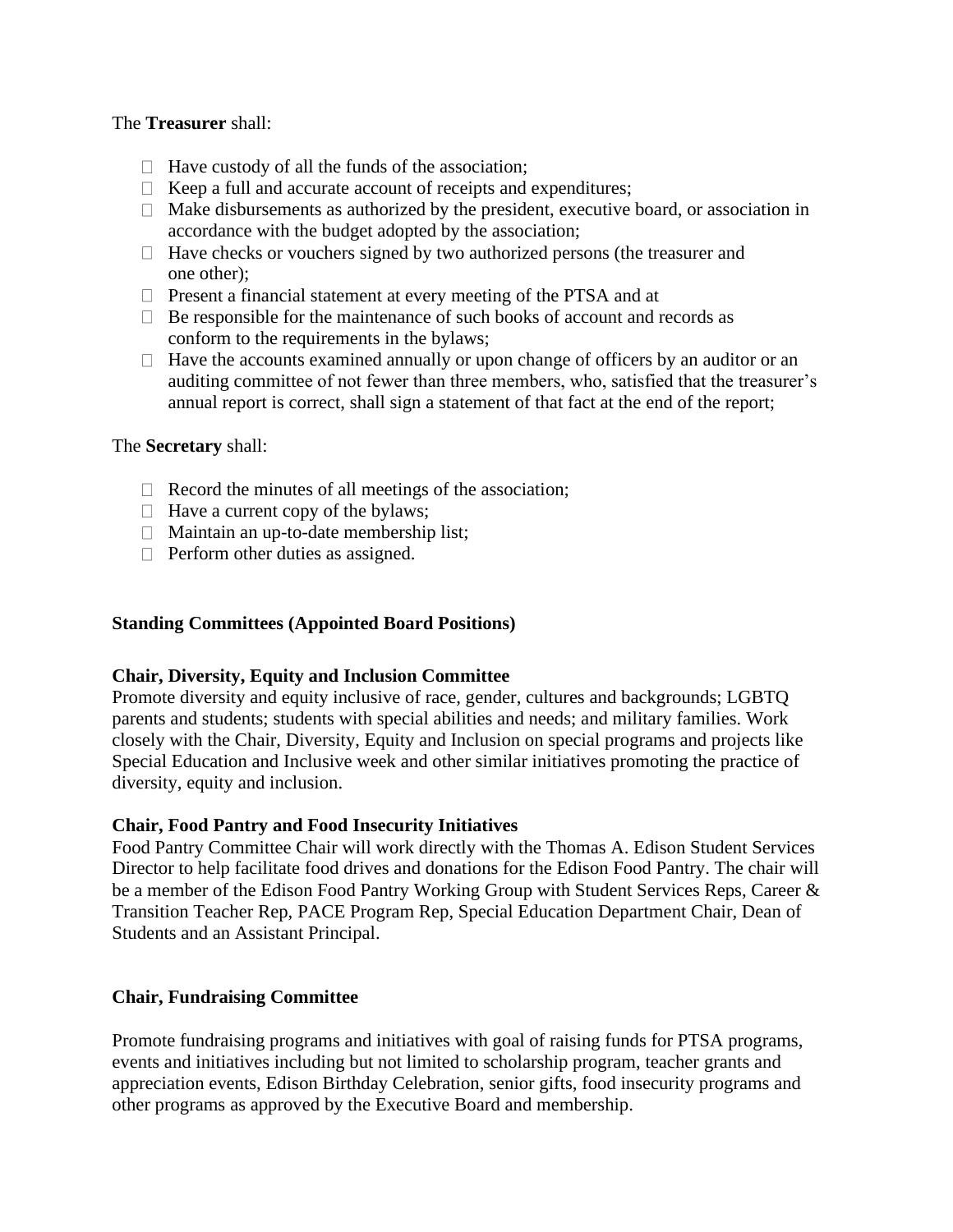The **Treasurer** shall:

- Have custody of all the funds of the association;
- Keep a full and accurate account of receipts and expenditures;
- Make disbursements as authorized by the president, executive board, or association in accordance with the budget adopted by the association;
- Have checks or vouchers signed by two authorized persons (the treasurer and one other);
- Present a financial statement at every meeting of the PTSA and at
- Be responsible for the maintenance of such books of account and records as conform to the requirements in the bylaws;
- Have the accounts examined annually or upon change of officers by an auditor or an auditing committee of not fewer than three members, who, satisfied that the treasurer's annual report is correct, shall sign a statement of that fact at the end of the report;

The **Secretary** shall:

- Record the minutes of all meetings of the association;
- Have a current copy of the bylaws;
- Maintain an up-to-date membership list;
- Perform other duties as assigned.

**Standing Committees (Appointed Board Positions)**

**Chair, Diversity, Equity and Inclusion Committee**
Promote diversity and equity inclusive of race, gender, cultures and backgrounds; LGBTQ parents and students; students with special abilities and needs; and military families. Work closely with the Chair, Diversity, Equity and Inclusion on special programs and projects like Special Education and Inclusive week and other similar initiatives promoting the practice of diversity, equity and inclusion.

**Chair, Food Pantry and Food Insecurity Initiatives**
Food Pantry Committee Chair will work directly with the Thomas A. Edison Student Services Director to help facilitate food drives and donations for the Edison Food Pantry. The chair will be a member of the Edison Food Pantry Working Group with Student Services Reps, Career & Transition Teacher Rep, PACE Program Rep, Special Education Department Chair, Dean of Students and an Assistant Principal.

**Chair, Fundraising Committee**

Promote fundraising programs and initiatives with goal of raising funds for PTSA programs, events and initiatives including but not limited to scholarship program, teacher grants and appreciation events, Edison Birthday Celebration, senior gifts, food insecurity programs and other programs as approved by the Executive Board and membership.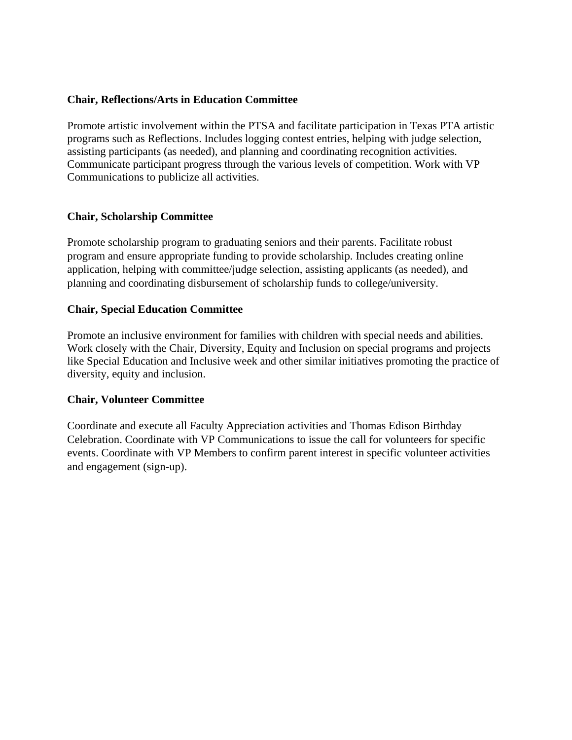**Chair, Reflections/Arts in Education Committee**

Promote artistic involvement within the PTSA and facilitate participation in Texas PTA artistic programs such as Reflections. Includes logging contest entries, helping with judge selection, assisting participants (as needed), and planning and coordinating recognition activities. Communicate participant progress through the various levels of competition. Work with VP Communications to publicize all activities.

**Chair, Scholarship Committee**

Promote scholarship program to graduating seniors and their parents. Facilitate robust program and ensure appropriate funding to provide scholarship. Includes creating online application, helping with committee/judge selection, assisting applicants (as needed), and planning and coordinating disbursement of scholarship funds to college/university.

**Chair, Special Education Committee**

Promote an inclusive environment for families with children with special needs and abilities. Work closely with the Chair, Diversity, Equity and Inclusion on special programs and projects like Special Education and Inclusive week and other similar initiatives promoting the practice of diversity, equity and inclusion.

**Chair, Volunteer Committee**

Coordinate and execute all Faculty Appreciation activities and Thomas Edison Birthday Celebration. Coordinate with VP Communications to issue the call for volunteers for specific events. Coordinate with VP Members to confirm parent interest in specific volunteer activities and engagement (sign-up).